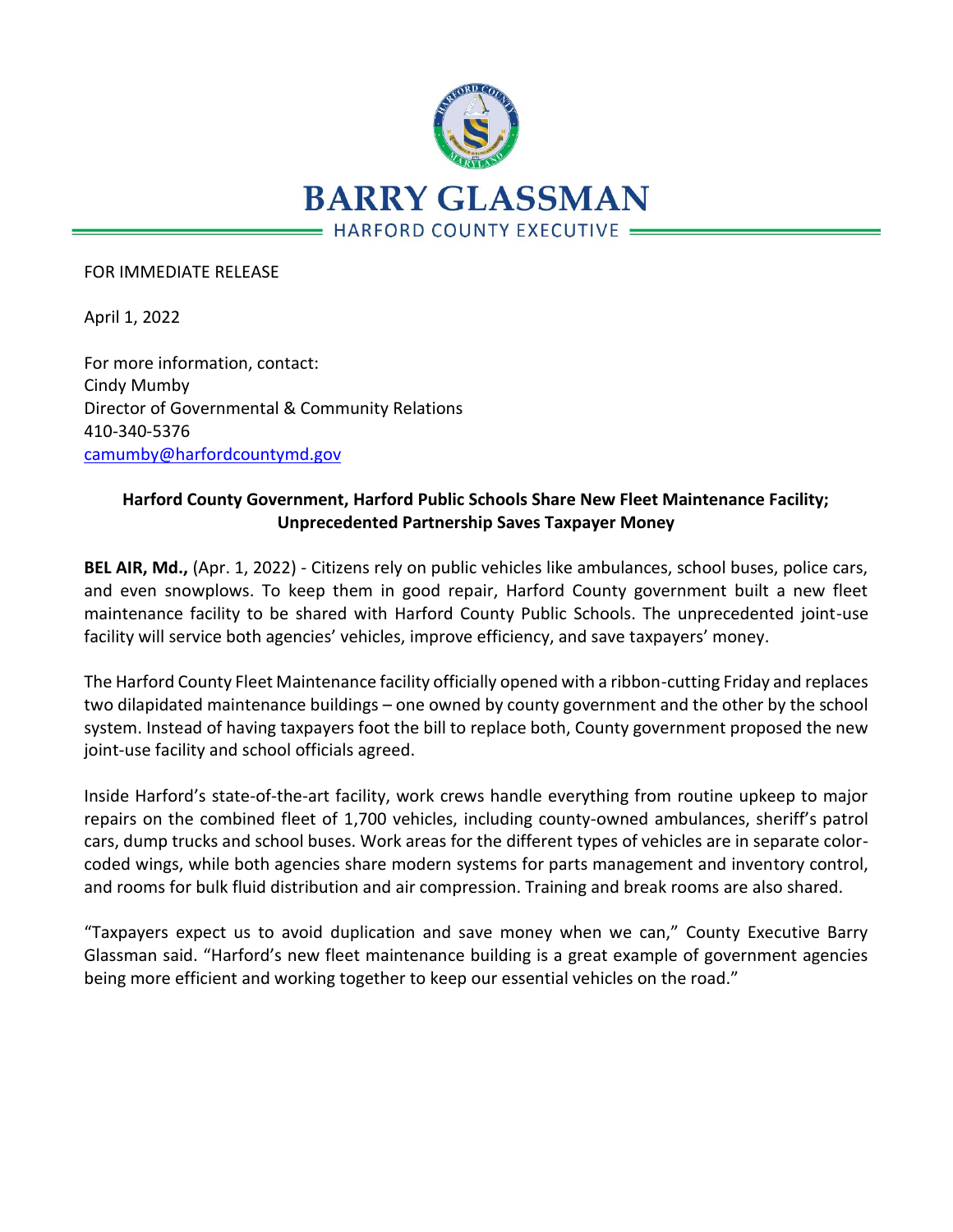# BARRY GLASSMAN

HARFORD COUNTY EXECUTIVE

FOR IMMEDIATE RELEASE

April 1, 2022

For more information, contact:
Cindy Mumby
Director of Governmental & Community Relations
410-340-5376
camumby@harfordcountymd.gov

**Harford County Government, Harford Public Schools Share New Fleet Maintenance Facility; Unprecedented Partnership Saves Taxpayer Money**

**BEL AIR, Md.,** (Apr. 1, 2022) - Citizens rely on public vehicles like ambulances, school buses, police cars, and even snowplows. To keep them in good repair, Harford County government built a new fleet maintenance facility to be shared with Harford County Public Schools. The unprecedented joint-use facility will service both agencies' vehicles, improve efficiency, and save taxpayers' money.

The Harford County Fleet Maintenance facility officially opened with a ribbon-cutting Friday and replaces two dilapidated maintenance buildings – one owned by county government and the other by the school system. Instead of having taxpayers foot the bill to replace both, County government proposed the new joint-use facility and school officials agreed.

Inside Harford's state-of-the-art facility, work crews handle everything from routine upkeep to major repairs on the combined fleet of 1,700 vehicles, including county-owned ambulances, sheriff's patrol cars, dump trucks and school buses. Work areas for the different types of vehicles are in separate color-coded wings, while both agencies share modern systems for parts management and inventory control, and rooms for bulk fluid distribution and air compression. Training and break rooms are also shared.

"Taxpayers expect us to avoid duplication and save money when we can," County Executive Barry Glassman said. "Harford's new fleet maintenance building is a great example of government agencies being more efficient and working together to keep our essential vehicles on the road."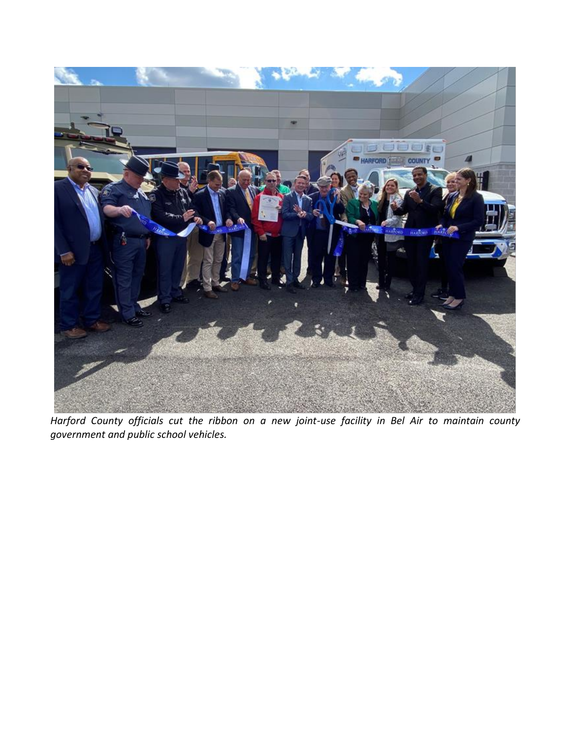*Harford County officials cut the ribbon on a new joint-use facility in Bel Air to maintain county government and public school vehicles.*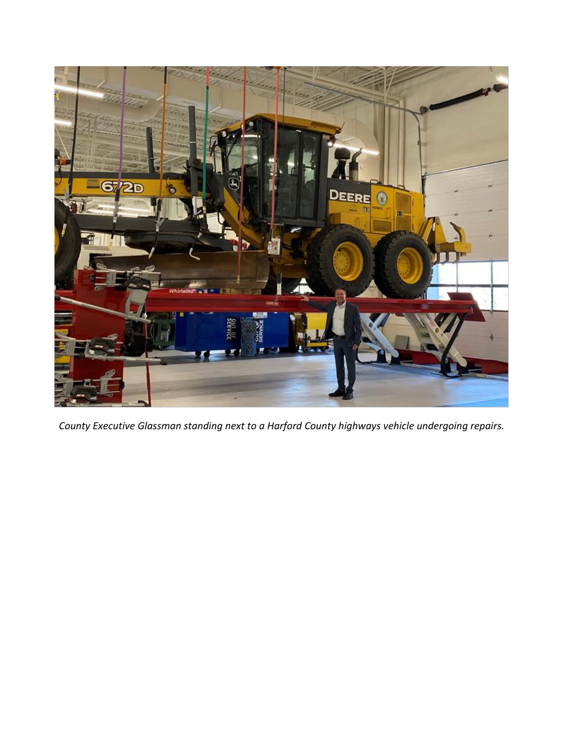*County Executive Glassman standing next to a Harford County highways vehicle undergoing repairs.*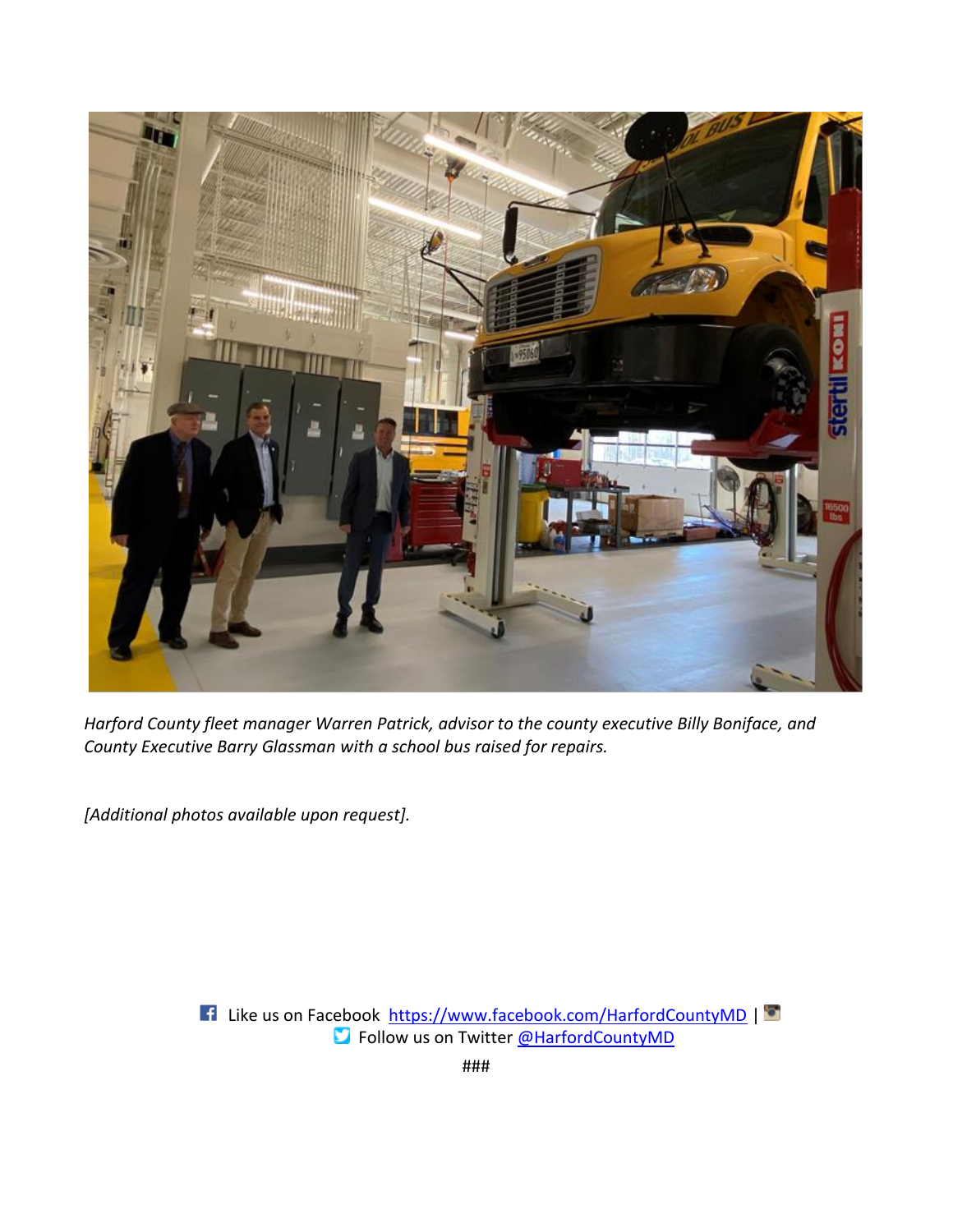*Harford County fleet manager Warren Patrick, advisor to the county executive Billy Boniface, and County Executive Barry Glassman with a school bus raised for repairs.*

*[Additional photos available upon request].*

Like us on Facebook https://www.facebook.com/HarfordCountyMD |
Follow us on Twitter @HarfordCountyMD

###